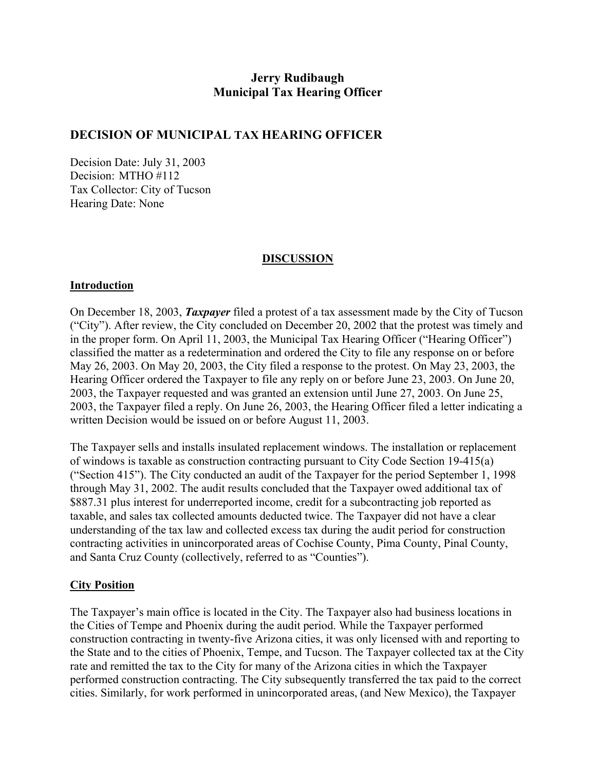**Jerry Rudibaugh**
**Municipal Tax Hearing Officer**

## DECISION OF MUNICIPAL TAX HEARING OFFICER

Decision Date: July 31, 2003
Decision: MTHO #112
Tax Collector: City of Tucson
Hearing Date: None

### DISCUSSION

#### Introduction

On December 18, 2003, ***Taxpayer*** filed a protest of a tax assessment made by the City of Tucson ("City"). After review, the City concluded on December 20, 2002 that the protest was timely and in the proper form. On April 11, 2003, the Municipal Tax Hearing Officer ("Hearing Officer") classified the matter as a redetermination and ordered the City to file any response on or before May 26, 2003. On May 20, 2003, the City filed a response to the protest. On May 23, 2003, the Hearing Officer ordered the Taxpayer to file any reply on or before June 23, 2003. On June 20, 2003, the Taxpayer requested and was granted an extension until June 27, 2003. On June 25, 2003, the Taxpayer filed a reply. On June 26, 2003, the Hearing Officer filed a letter indicating a written Decision would be issued on or before August 11, 2003.

The Taxpayer sells and installs insulated replacement windows. The installation or replacement of windows is taxable as construction contracting pursuant to City Code Section 19-415(a) ("Section 415"). The City conducted an audit of the Taxpayer for the period September 1, 1998 through May 31, 2002. The audit results concluded that the Taxpayer owed additional tax of $887.31 plus interest for underreported income, credit for a subcontracting job reported as taxable, and sales tax collected amounts deducted twice. The Taxpayer did not have a clear understanding of the tax law and collected excess tax during the audit period for construction contracting activities in unincorporated areas of Cochise County, Pima County, Pinal County, and Santa Cruz County (collectively, referred to as "Counties").

#### City Position

The Taxpayer's main office is located in the City. The Taxpayer also had business locations in the Cities of Tempe and Phoenix during the audit period. While the Taxpayer performed construction contracting in twenty-five Arizona cities, it was only licensed with and reporting to the State and to the cities of Phoenix, Tempe, and Tucson. The Taxpayer collected tax at the City rate and remitted the tax to the City for many of the Arizona cities in which the Taxpayer performed construction contracting. The City subsequently transferred the tax paid to the correct cities. Similarly, for work performed in unincorporated areas, (and New Mexico), the Taxpayer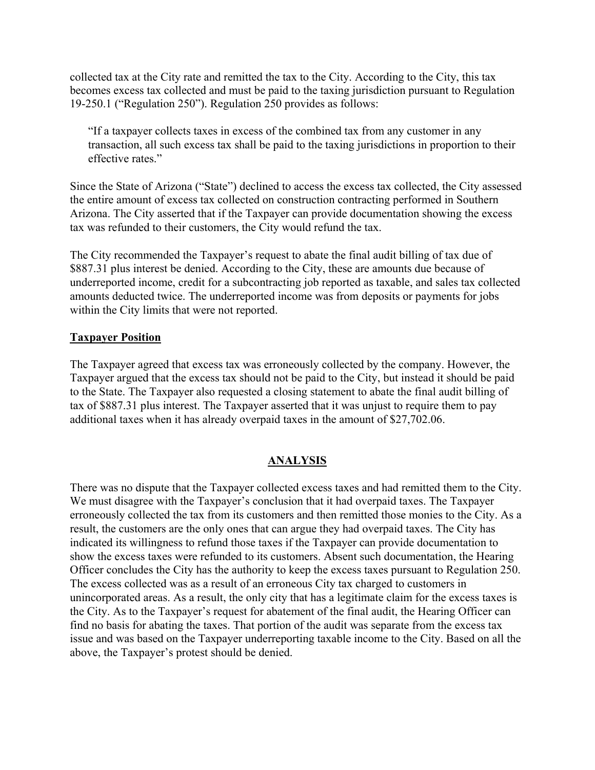collected tax at the City rate and remitted the tax to the City. According to the City, this tax becomes excess tax collected and must be paid to the taxing jurisdiction pursuant to Regulation 19-250.1 ("Regulation 250"). Regulation 250 provides as follows:

> "If a taxpayer collects taxes in excess of the combined tax from any customer in any transaction, all such excess tax shall be paid to the taxing jurisdictions in proportion to their effective rates."

Since the State of Arizona ("State") declined to access the excess tax collected, the City assessed the entire amount of excess tax collected on construction contracting performed in Southern Arizona. The City asserted that if the Taxpayer can provide documentation showing the excess tax was refunded to their customers, the City would refund the tax.

The City recommended the Taxpayer's request to abate the final audit billing of tax due of $887.31 plus interest be denied. According to the City, these are amounts due because of underreported income, credit for a subcontracting job reported as taxable, and sales tax collected amounts deducted twice. The underreported income was from deposits or payments for jobs within the City limits that were not reported.

**Taxpayer Position**

The Taxpayer agreed that excess tax was erroneously collected by the company. However, the Taxpayer argued that the excess tax should not be paid to the City, but instead it should be paid to the State. The Taxpayer also requested a closing statement to abate the final audit billing of tax of $887.31 plus interest. The Taxpayer asserted that it was unjust to require them to pay additional taxes when it has already overpaid taxes in the amount of $27,702.06.

## ANALYSIS

There was no dispute that the Taxpayer collected excess taxes and had remitted them to the City. We must disagree with the Taxpayer's conclusion that it had overpaid taxes. The Taxpayer erroneously collected the tax from its customers and then remitted those monies to the City. As a result, the customers are the only ones that can argue they had overpaid taxes. The City has indicated its willingness to refund those taxes if the Taxpayer can provide documentation to show the excess taxes were refunded to its customers. Absent such documentation, the Hearing Officer concludes the City has the authority to keep the excess taxes pursuant to Regulation 250. The excess collected was as a result of an erroneous City tax charged to customers in unincorporated areas. As a result, the only city that has a legitimate claim for the excess taxes is the City. As to the Taxpayer's request for abatement of the final audit, the Hearing Officer can find no basis for abating the taxes. That portion of the audit was separate from the excess tax issue and was based on the Taxpayer underreporting taxable income to the City. Based on all the above, the Taxpayer's protest should be denied.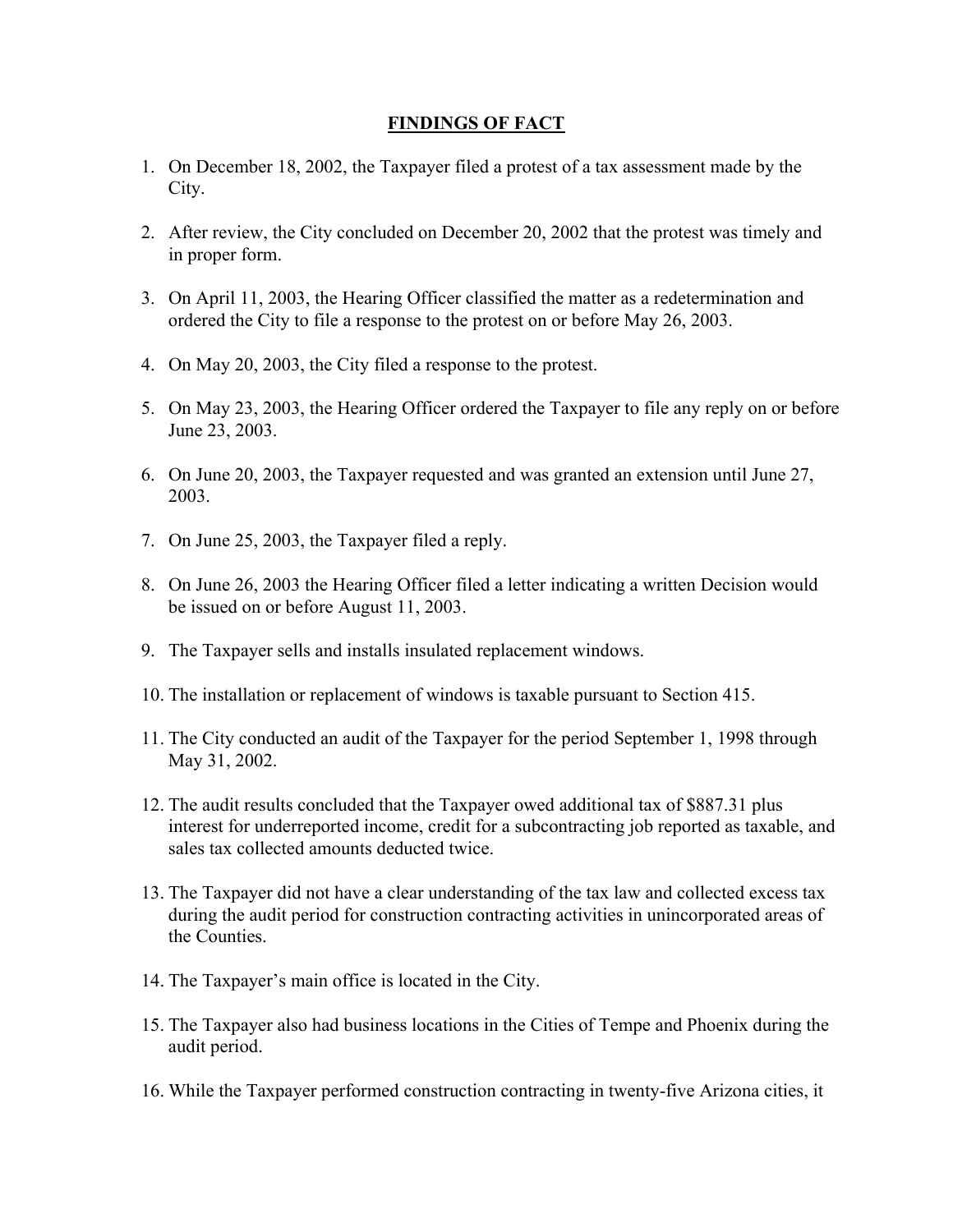## FINDINGS OF FACT

1. On December 18, 2002, the Taxpayer filed a protest of a tax assessment made by the City.

2. After review, the City concluded on December 20, 2002 that the protest was timely and in proper form.

3. On April 11, 2003, the Hearing Officer classified the matter as a redetermination and ordered the City to file a response to the protest on or before May 26, 2003.

4. On May 20, 2003, the City filed a response to the protest.

5. On May 23, 2003, the Hearing Officer ordered the Taxpayer to file any reply on or before June 23, 2003.

6. On June 20, 2003, the Taxpayer requested and was granted an extension until June 27, 2003.

7. On June 25, 2003, the Taxpayer filed a reply.

8. On June 26, 2003 the Hearing Officer filed a letter indicating a written Decision would be issued on or before August 11, 2003.

9. The Taxpayer sells and installs insulated replacement windows.

10. The installation or replacement of windows is taxable pursuant to Section 415.

11. The City conducted an audit of the Taxpayer for the period September 1, 1998 through May 31, 2002.

12. The audit results concluded that the Taxpayer owed additional tax of $887.31 plus interest for underreported income, credit for a subcontracting job reported as taxable, and sales tax collected amounts deducted twice.

13. The Taxpayer did not have a clear understanding of the tax law and collected excess tax during the audit period for construction contracting activities in unincorporated areas of the Counties.

14. The Taxpayer's main office is located in the City.

15. The Taxpayer also had business locations in the Cities of Tempe and Phoenix during the audit period.

16. While the Taxpayer performed construction contracting in twenty-five Arizona cities, it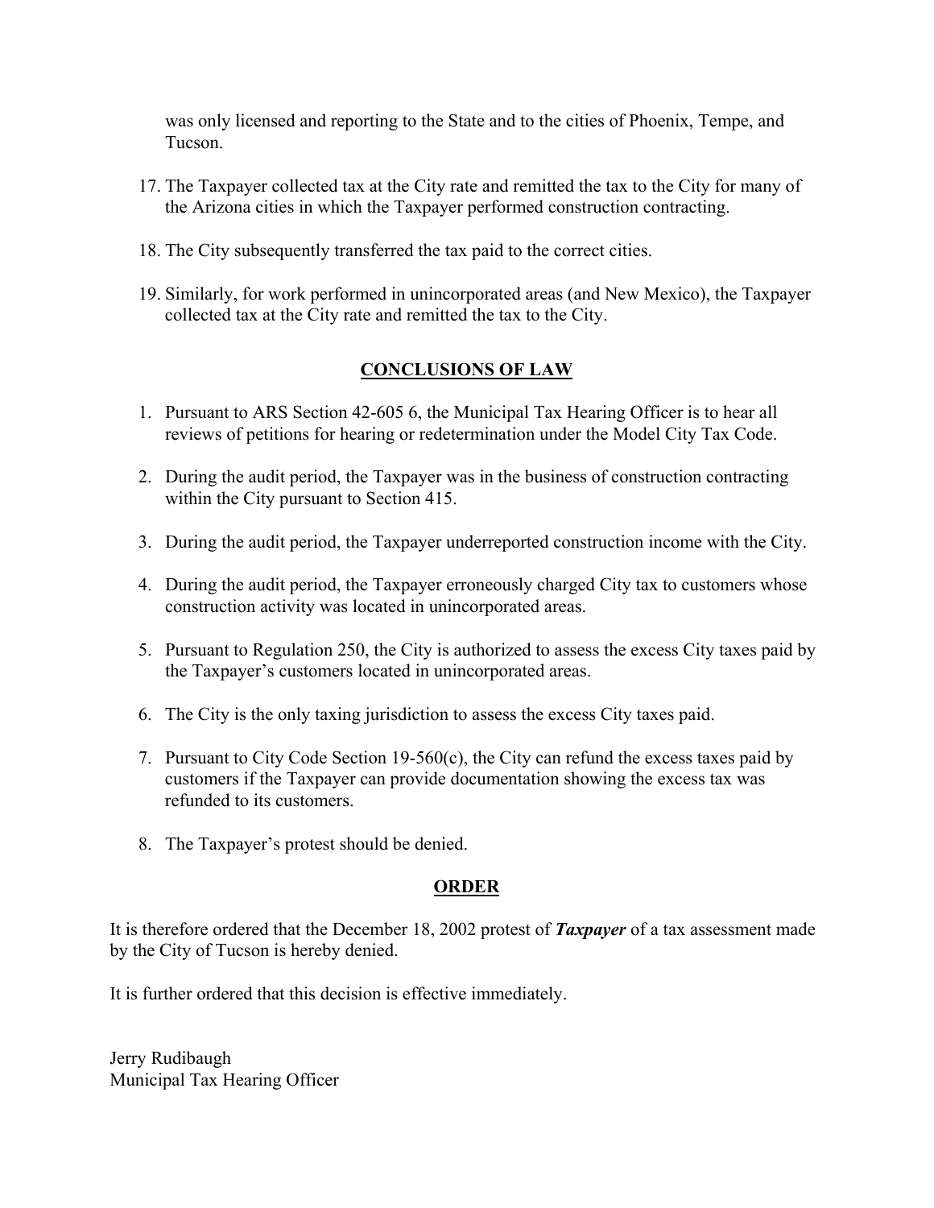was only licensed and reporting to the State and to the cities of Phoenix, Tempe, and Tucson.

17. The Taxpayer collected tax at the City rate and remitted the tax to the City for many of the Arizona cities in which the Taxpayer performed construction contracting.

18. The City subsequently transferred the tax paid to the correct cities.

19. Similarly, for work performed in unincorporated areas (and New Mexico), the Taxpayer collected tax at the City rate and remitted the tax to the City.

## CONCLUSIONS OF LAW

1. Pursuant to ARS Section 42-605 6, the Municipal Tax Hearing Officer is to hear all reviews of petitions for hearing or redetermination under the Model City Tax Code.

2. During the audit period, the Taxpayer was in the business of construction contracting within the City pursuant to Section 415.

3. During the audit period, the Taxpayer underreported construction income with the City.

4. During the audit period, the Taxpayer erroneously charged City tax to customers whose construction activity was located in unincorporated areas.

5. Pursuant to Regulation 250, the City is authorized to assess the excess City taxes paid by the Taxpayer's customers located in unincorporated areas.

6. The City is the only taxing jurisdiction to assess the excess City taxes paid.

7. Pursuant to City Code Section 19-560(c), the City can refund the excess taxes paid by customers if the Taxpayer can provide documentation showing the excess tax was refunded to its customers.

8. The Taxpayer's protest should be denied.

## ORDER

It is therefore ordered that the December 18, 2002 protest of ***Taxpayer*** of a tax assessment made by the City of Tucson is hereby denied.

It is further ordered that this decision is effective immediately.

Jerry Rudibaugh
Municipal Tax Hearing Officer